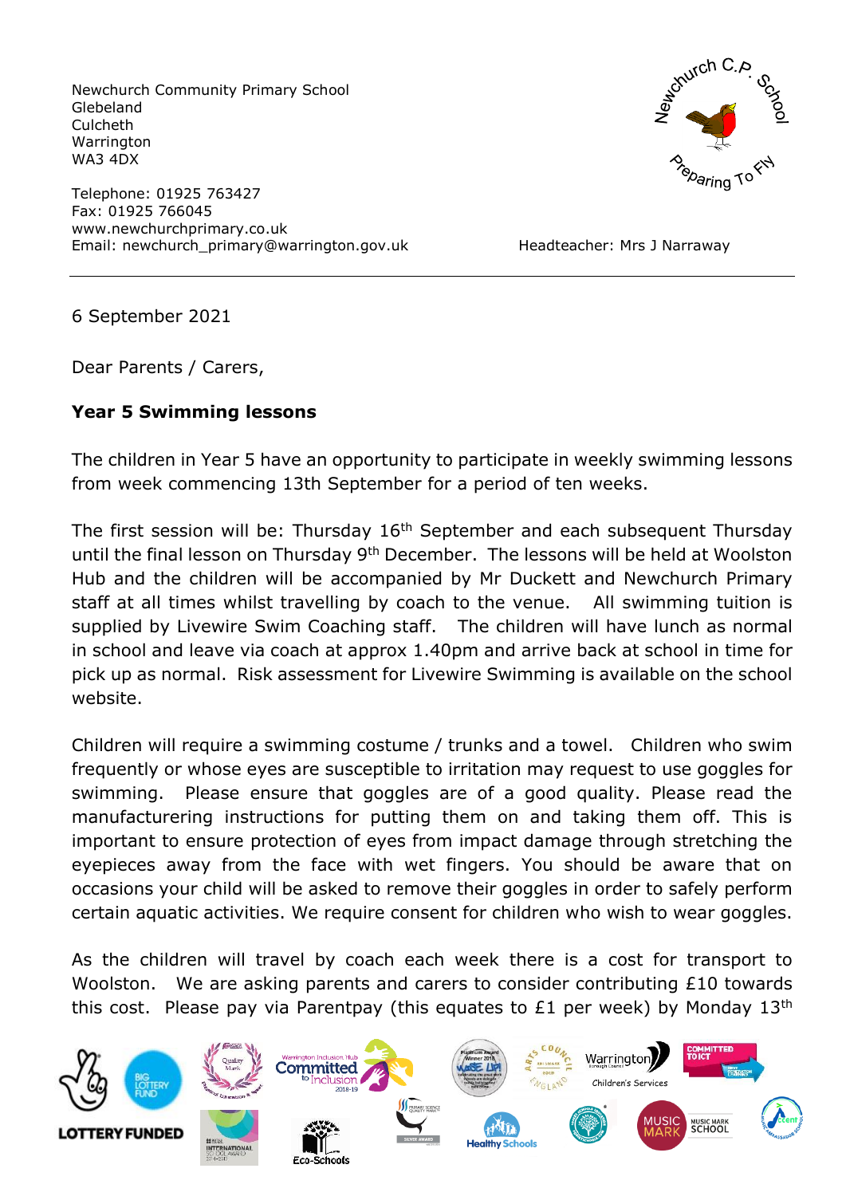Newchurch Community Primary School
Glebeland
Culcheth
Warrington
WA3 4DX

Telephone: 01925 763427
Fax: 01925 766045
www.newchurchprimary.co.uk
Email: newchurch_primary@warrington.gov.uk

Headteacher: Mrs J Narraway

---

6 September 2021

Dear Parents / Carers,

**Year 5 Swimming lessons**

The children in Year 5 have an opportunity to participate in weekly swimming lessons from week commencing 13th September for a period of ten weeks.

The first session will be: Thursday 16th September and each subsequent Thursday until the final lesson on Thursday 9th December. The lessons will be held at Woolston Hub and the children will be accompanied by Mr Duckett and Newchurch Primary staff at all times whilst travelling by coach to the venue. All swimming tuition is supplied by Livewire Swim Coaching staff. The children will have lunch as normal in school and leave via coach at approx 1.40pm and arrive back at school in time for pick up as normal. Risk assessment for Livewire Swimming is available on the school website.

Children will require a swimming costume / trunks and a towel. Children who swim frequently or whose eyes are susceptible to irritation may request to use goggles for swimming. Please ensure that goggles are of a good quality. Please read the manufacturering instructions for putting them on and taking them off. This is important to ensure protection of eyes from impact damage through stretching the eyepieces away from the face with wet fingers. You should be aware that on occasions your child will be asked to remove their goggles in order to safely perform certain aquatic activities. We require consent for children who wish to wear goggles.

As the children will travel by coach each week there is a cost for transport to Woolston. We are asking parents and carers to consider contributing £10 towards this cost. Please pay via Parentpay (this equates to £1 per week) by Monday 13th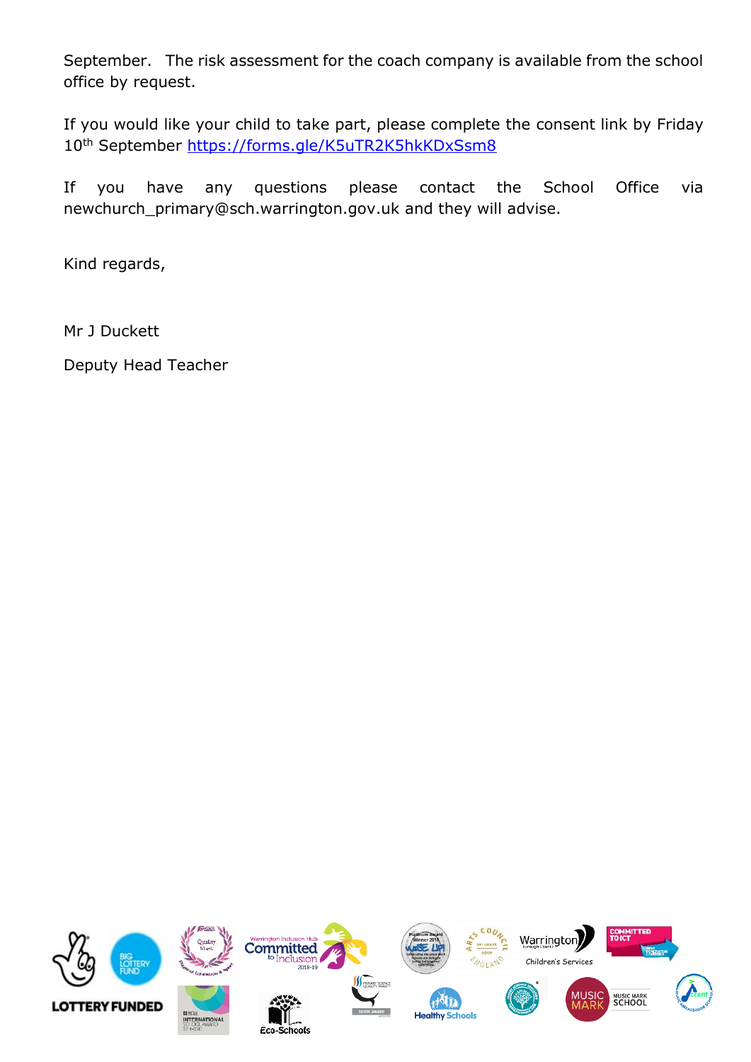September. The risk assessment for the coach company is available from the school office by request.

If you would like your child to take part, please complete the consent link by Friday 10th September https://forms.gle/K5uTR2K5hkKDxSsm8

If you have any questions please contact the School Office via newchurch_primary@sch.warrington.gov.uk and they will advise.

Kind regards,

Mr J Duckett

Deputy Head Teacher